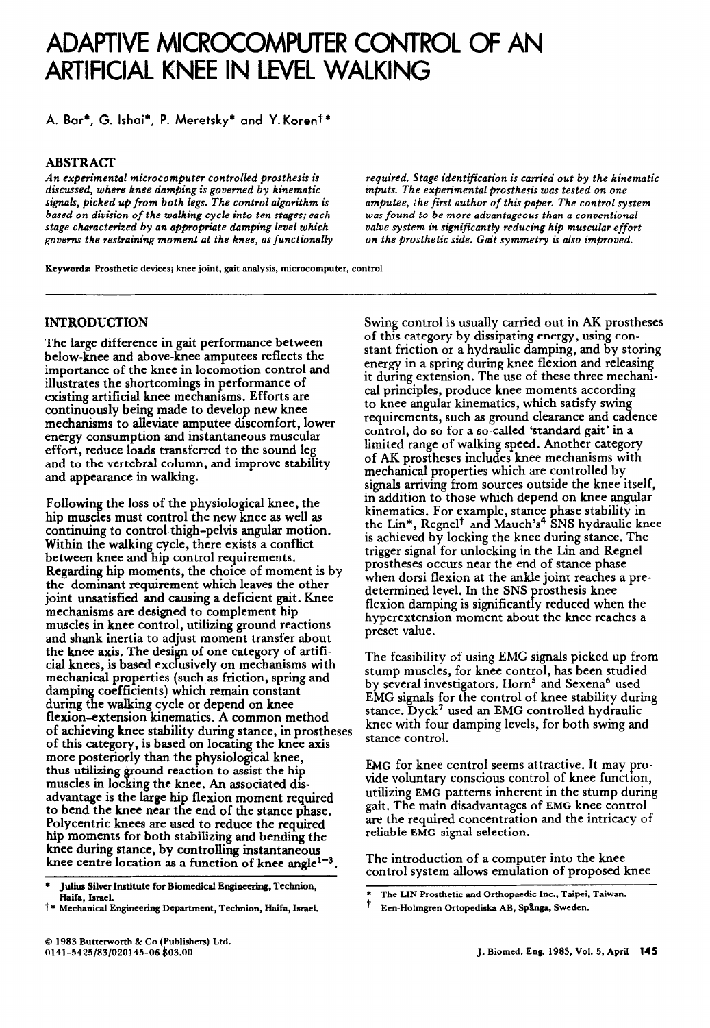# ADAPTIVE MICROCOMPUTER CONTROL OF AN ARTIFICIAL KNEE IN LEVEL WALKING

A. Bar*, G. Ishai*, P. Meretsky* and Y. Koren†*

## ABSTRACT

*An experimental microcomputer controlled prosthesis is discussed, where knee damping is governed by kinematic signals, picked up from both legs. The control algorithm is based on division of the walking cycle into ten stages; each stage characterized by an appropriate damping level which governs the restraining moment at the knee, as functionally required. Stage identification is carried out by the kinematic inputs. The experimental prosthesis was tested on one amputee, the first author of this paper. The control system was found to be more advantageous than a conventional valve system in significantly reducing hip muscular effort on the prosthetic side. Gait symmetry is also improved.*

**Keywords:** Prosthetic devices; knee joint, gait analysis, microcomputer, control

## INTRODUCTION

The large difference in gait performance between below-knee and above-knee amputees reflects the importance of the knee in locomotion control and illustrates the shortcomings in performance of existing artificial knee mechanisms. Efforts are continuously being made to develop new knee mechanisms to alleviate amputee discomfort, lower energy consumption and instantaneous muscular effort, reduce loads transferred to the sound leg and to the vertebral column, and improve stability and appearance in walking.

Following the loss of the physiological knee, the hip muscles must control the new knee as well as continuing to control thigh–pelvis angular motion. Within the walking cycle, there exists a conflict between knee and hip control requirements. Regarding hip moments, the choice of moment is by the dominant requirement which leaves the other joint unsatisfied and causing a deficient gait. Knee mechanisms are designed to complement hip muscles in knee control, utilizing ground reactions and shank inertia to adjust moment transfer about the knee axis. The design of one category of artificial knees, is based exclusively on mechanisms with mechanical properties (such as friction, spring and damping coefficients) which remain constant during the walking cycle or depend on knee flexion–extension kinematics. A common method of achieving knee stability during stance, in prostheses of this category, is based on locating the knee axis more posteriorly than the physiological knee, thus utilizing ground reaction to assist the hip muscles in locking the knee. An associated disadvantage is the large hip flexion moment required to bend the knee near the end of the stance phase. Polycentric knees are used to reduce the required hip moments for both stabilizing and bending the knee during stance, by controlling instantaneous knee centre location as a function of knee angle[1–3].

Swing control is usually carried out in AK prostheses of this category by dissipating energy, using constant friction or a hydraulic damping, and by storing energy in a spring during knee flexion and releasing it during extension. The use of these three mechanical principles, produce knee moments according to knee angular kinematics, which satisfy swing requirements, such as ground clearance and cadence control, do so for a so-called 'standard gait' in a limited range of walking speed. Another category of AK prostheses includes knee mechanisms with mechanical properties which are controlled by signals arriving from sources outside the knee itself, in addition to those which depend on knee angular kinematics. For example, stance phase stability in the Lin*, Regnel† and Mauch's[4] SNS hydraulic knee is achieved by locking the knee during stance. The trigger signal for unlocking in the Lin and Regnel prostheses occurs near the end of stance phase when dorsi flexion at the ankle joint reaches a predetermined level. In the SNS prosthesis knee flexion damping is significantly reduced when the hyperextension moment about the knee reaches a preset value.

The feasibility of using EMG signals picked up from stump muscles, for knee control, has been studied by several investigators. Horn[5] and Sexena[6] used EMG signals for the control of knee stability during stance. Dyck[7] used an EMG controlled hydraulic knee with four damping levels, for both swing and stance control.

EMG for knee control seems attractive. It may provide voluntary conscious control of knee function, utilizing EMG patterns inherent in the stump during gait. The main disadvantages of EMG knee control are the required concentration and the intricacy of reliable EMG signal selection.

The introduction of a computer into the knee control system allows emulation of proposed knee

---

\* Julius Silver Institute for Biomedical Engineering, Technion, Haifa, Israel.

†* Mechanical Engineering Department, Technion, Haifa, Israel.

\* The LIN Prosthetic and Orthopaedic Inc., Taipei, Taiwan.

† Een-Holmgren Ortopediska AB, Spånga, Sweden.

© 1983 Butterworth & Co (Publishers) Ltd.
0141-5425/83/020145-06 $03.00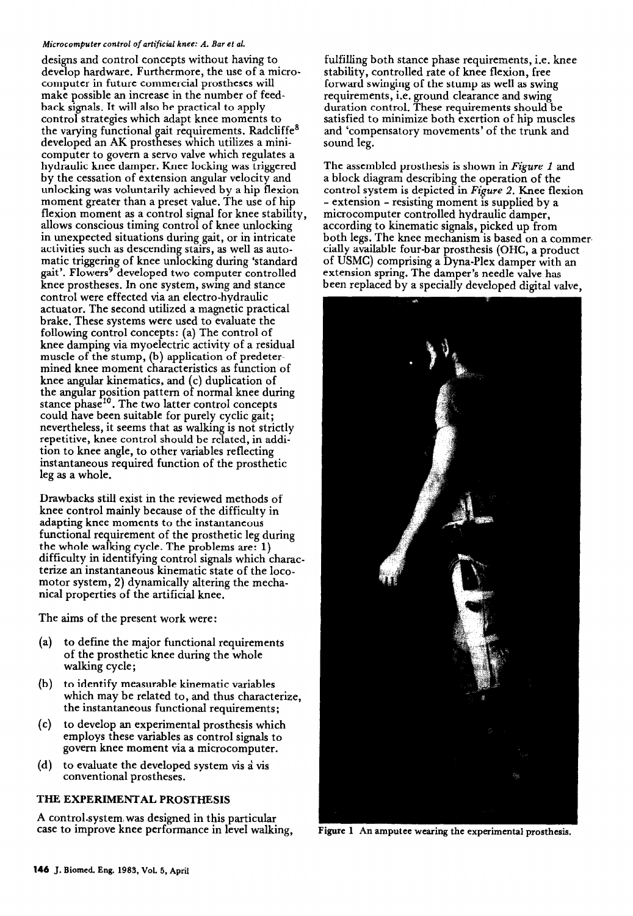designs and control concepts without having to develop hardware. Furthermore, the use of a microcomputer in future commercial prostheses will make possible an increase in the number of feedback signals. It will also be practical to apply control strategies which adapt knee moments to the varying functional gait requirements. Radcliffe[8] developed an AK prostheses which utilizes a minicomputer to govern a servo valve which regulates a hydraulic knee damper. Knee locking was triggered by the cessation of extension angular velocity and unlocking was voluntarily achieved by a hip flexion moment greater than a preset value. The use of hip flexion moment as a control signal for knee stability, allows conscious timing control of knee unlocking in unexpected situations during gait, or in intricate activities such as descending stairs, as well as automatic triggering of knee unlocking during 'standard gait'. Flowers[9] developed two computer controlled knee prostheses. In one system, swing and stance control were effected via an electro-hydraulic actuator. The second utilized a magnetic practical brake. These systems were used to evaluate the following control concepts: (a) The control of knee damping via myoelectric activity of a residual muscle of the stump, (b) application of predetermined knee moment characteristics as function of knee angular kinematics, and (c) duplication of the angular position pattern of normal knee during stance phase[10]. The two latter control concepts could have been suitable for purely cyclic gait; nevertheless, it seems that as walking is not strictly repetitive, knee control should be related, in addition to knee angle, to other variables reflecting instantaneous required function of the prosthetic leg as a whole.

Drawbacks still exist in the reviewed methods of knee control mainly because of the difficulty in adapting knee moments to the instantaneous functional requirement of the prosthetic leg during the whole walking cycle. The problems are: 1) difficulty in identifying control signals which characterize an instantaneous kinematic state of the locomotor system, 2) dynamically altering the mechanical properties of the artificial knee.

The aims of the present work were:

(a) to define the major functional requirements of the prosthetic knee during the whole walking cycle;

(b) to identify measurable kinematic variables which may be related to, and thus characterize, the instantaneous functional requirements;

(c) to develop an experimental prosthesis which employs these variables as control signals to govern knee moment via a microcomputer.

(d) to evaluate the developed system vis à vis conventional prostheses.

## THE EXPERIMENTAL PROSTHESIS

A control system was designed in this particular case to improve knee performance in level walking, fulfilling both stance phase requirements, i.e. knee stability, controlled rate of knee flexion, free forward swinging of the stump as well as swing requirements, i.e. ground clearance and swing duration control. These requirements should be satisfied to minimize both exertion of hip muscles and 'compensatory movements' of the trunk and sound leg.

The assembled prosthesis is shown in *Figure 1* and a block diagram describing the operation of the control system is depicted in *Figure 2*. Knee flexion - extension - resisting moment is supplied by a microcomputer controlled hydraulic damper, according to kinematic signals, picked up from both legs. The knee mechanism is based on a commercially available four-bar prosthesis (OHC, a product of USMC) comprising a Dyna-Plex damper with an extension spring. The damper's needle valve has been replaced by a specially developed digital valve,

Figure 1 An amputee wearing the experimental prosthesis.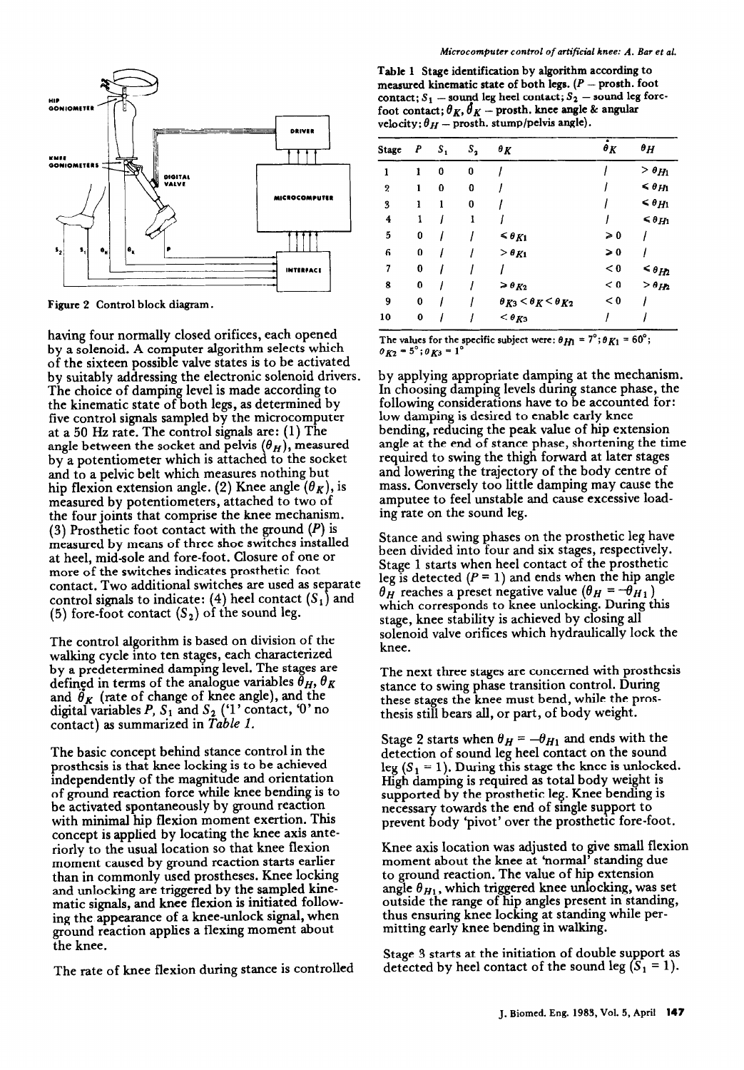Figure 2 Control block diagram.

having four normally closed orifices, each opened by a solenoid. A computer algorithm selects which of the sixteen possible valve states is to be activated by suitably addressing the electronic solenoid drivers. The choice of damping level is made according to the kinematic state of both legs, as determined by five control signals sampled by the microcomputer at a 50 Hz rate. The control signals are: (1) The angle between the socket and pelvis ($\theta_H$), measured by a potentiometer which is attached to the socket and to a pelvic belt which measures nothing but hip flexion extension angle. (2) Knee angle ($\theta_K$), is measured by potentiometers, attached to two of the four joints that comprise the knee mechanism. (3) Prosthetic foot contact with the ground ($P$) is measured by means of three shoe switches installed at heel, mid-sole and fore-foot. Closure of one or more of the switches indicates prosthetic foot contact. Two additional switches are used as separate control signals to indicate: (4) heel contact ($S_1$) and (5) fore-foot contact ($S_2$) of the sound leg.

The control algorithm is based on division of the walking cycle into ten stages, each characterized by a predetermined damping level. The stages are defined in terms of the analogue variables $\theta_H$, $\theta_K$ and $\dot{\theta}_K$ (rate of change of knee angle), and the digital variables $P$, $S_1$ and $S_2$ ('1' contact, '0' no contact) as summarized in *Table 1*.

The basic concept behind stance control in the prosthesis is that knee locking is to be achieved independently of the magnitude and orientation of ground reaction force while knee bending is to be activated spontaneously by ground reaction with minimal hip flexion moment exertion. This concept is applied by locating the knee axis anteriorly to the usual location so that knee flexion moment caused by ground reaction starts earlier than in commonly used prostheses. Knee locking and unlocking are triggered by the sampled kinematic signals, and knee flexion is initiated following the appearance of a knee-unlock signal, when ground reaction applies a flexing moment about the knee.

The rate of knee flexion during stance is controlled by applying appropriate damping at the mechanism. In choosing damping levels during stance phase, the following considerations have to be accounted for: low damping is desired to enable early knee bending, reducing the peak value of hip extension angle at the end of stance phase, shortening the time required to swing the thigh forward at later stages and lowering the trajectory of the body centre of mass. Conversely too little damping may cause the amputee to feel unstable and cause excessive loading rate on the sound leg.

Table 1 Stage identification by algorithm according to measured kinematic state of both legs. ($P$ – prosth. foot contact; $S_1$ – sound leg heel contact; $S_2$ – sound leg fore-foot contact; $\theta_K$, $\dot{\theta}_K$ – prosth. knee angle & angular velocity; $\theta_H$ – prosth. stump/pelvis angle).

| Stage | $P$ | $S_1$ | $S_2$ | $\theta_K$ | $\dot{\theta}_K$ | $\theta_H$ |
|---|---|---|---|---|---|---|
| 1 | 1 | 0 | 0 | / | / | $> \theta_{H1}$ |
| 2 | 1 | 0 | 0 | / | / | $\leq \theta_{H1}$ |
| 3 | 1 | 1 | 0 | / | / | $\leq \theta_{H1}$ |
| 4 | 1 | / | 1 | / | / | $\leq \theta_{H1}$ |
| 5 | 0 | / | / | $\leq \theta_{K1}$ | $\geq 0$ | / |
| 6 | 0 | / | / | $> \theta_{K1}$ | $\geq 0$ | / |
| 7 | 0 | / | / | / | $< 0$ | $\leq \theta_{H2}$ |
| 8 | 0 | / | / | $\geq \theta_{K2}$ | $< 0$ | $> \theta_{H2}$ |
| 9 | 0 | / | / | $\theta_{K3} < \theta_K < \theta_{K2}$ | $< 0$ | / |
| 10 | 0 | / | / | $< \theta_{K3}$ | / | / |

The values for the specific subject were: $\theta_{H1} = 7°$; $\theta_{K1} = 60°$; $\theta_{K2} = 5°$; $\theta_{K3} = 1°$

Stance and swing phases on the prosthetic leg have been divided into four and six stages, respectively. Stage 1 starts when heel contact of the prosthetic leg is detected ($P = 1$) and ends when the hip angle $\theta_H$ reaches a preset negative value ($\theta_H = -\theta_{H1}$) which corresponds to knee unlocking. During this stage, knee stability is achieved by closing all solenoid valve orifices which hydraulically lock the knee.

The next three stages are concerned with prosthesis stance to swing phase transition control. During these stages the knee must bend, while the prosthesis still bears all, or part, of body weight.

Stage 2 starts when $\theta_H = -\theta_{H1}$ and ends with the detection of sound leg heel contact on the sound leg ($S_1 = 1$). During this stage the knee is unlocked. High damping is required as total body weight is supported by the prosthetic leg. Knee bending is necessary towards the end of single support to prevent body 'pivot' over the prosthetic fore-foot.

Knee axis location was adjusted to give small flexion moment about the knee at 'normal' standing due to ground reaction. The value of hip extension angle $\theta_{H1}$, which triggered knee unlocking, was set outside the range of hip angles present in standing, thus ensuring knee locking at standing while permitting early knee bending in walking.

Stage 3 starts at the initiation of double support as detected by heel contact of the sound leg ($S_1 = 1$).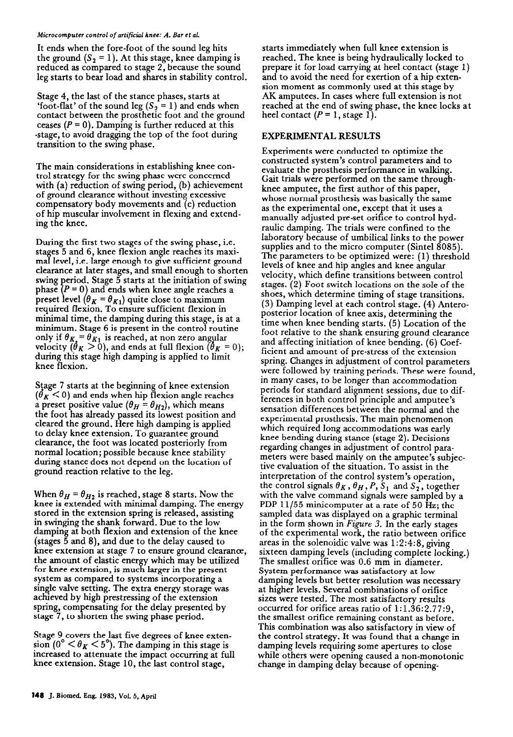It ends when the fore-foot of the sound leg hits the ground ($S_2 = 1$). At this stage, knee damping is reduced as compared to stage 2, because the sound leg starts to bear load and shares in stability control.

Stage 4, the last of the stance phases, starts at 'foot-flat' of the sound leg ($S_2 = 1$) and ends when contact between the prosthetic foot and the ground ceases ($P = 0$). Damping is further reduced at this stage, to avoid dragging the top of the foot during transition to the swing phase.

The main considerations in establishing knee control strategy for the swing phase were concerned with (a) reduction of swing period, (b) achievement of ground clearance without investing excessive compensatory body movements and (c) reduction of hip muscular involvement in flexing and extending the knee.

During the first two stages of the swing phase, i.e. stages 5 and 6, knee flexion angle reaches its maximal level, i.e. large enough to give sufficient ground clearance at later stages, and small enough to shorten swing period. Stage 5 starts at the initiation of swing phase ($P = 0$) and ends when knee angle reaches a preset level ($\theta_K = \theta_{K1}$) quite close to maximum required flexion. To ensure sufficient flexion in minimal time, the damping during this stage, is at a minimum. Stage 6 is present in the control routine only if $\theta_K = \theta_{K1}$ is reached, at non zero angular velocity ($\dot{\theta}_K > 0$), and ends at full flexion ($\dot{\theta}_K = 0$); during this stage high damping is applied to limit knee flexion.

Stage 7 starts at the beginning of knee extension ($\dot{\theta}_K < 0$) and ends when hip flexion angle reaches a preset positive value ($\theta_H = \theta_{H2}$), which means the foot has already passed its lowest position and cleared the ground. Here high damping is applied to delay knee extension. To guarantee ground clearance, the foot was located posteriorly from normal location; possible because knee stability during stance does not depend on the location of ground reaction relative to the leg.

When $\theta_H = \theta_{H2}$ is reached, stage 8 starts. Now the knee is extended with minimal damping. The energy stored in the extension spring is released, assisting in swinging the shank forward. Due to the low damping at both flexion and extension of the knee (stages 5 and 8), and due to the delay caused to knee extension at stage 7 to ensure ground clearance, the amount of elastic energy which may be utilized for knee extension, is much larger in the present system as compared to systems incorporating a single valve setting. The extra energy storage was achieved by high prestressing of the extension spring, compensating for the delay presented by stage 7, to shorten the swing phase period.

Stage 9 covers the last five degrees of knee extension ($0° < \theta_K < 5°$). The damping in this stage is increased to attenuate the impact occurring at full knee extension. Stage 10, the last control stage, starts immediately when full knee extension is reached. The knee is being hydraulically locked to prepare it for load carrying at heel contact (stage 1) and to avoid the need for exertion of a hip extension moment as commonly used at this stage by AK amputees. In cases where full extension is not reached at the end of swing phase, the knee locks at heel contact ($P = 1$, stage 1).

## EXPERIMENTAL RESULTS

Experiments were conducted to optimize the constructed system's control parameters and to evaluate the prosthesis performance in walking. Gait trials were performed on the same through-knee amputee, the first author of this paper, whose normal prosthesis was basically the same as the experimental one, except that it uses a manually adjusted pre-set orifice to control hydraulic damping. The trials were confined to the laboratory because of umbilical links to the power supplies and to the micro computer (Sintel 8085). The parameters to be optimized were: (1) threshold levels of knee and hip angles and knee angular velocity, which define transitions between control stages. (2) Foot switch locations on the sole of the shoes, which determine timing of stage transitions. (3) Damping level at each control stage. (4) Antero-posterior location of knee axis, determining the time when knee bending starts. (5) Location of the foot relative to the shank ensuring ground clearance and affecting initiation of knee bending. (6) Coefficient and amount of pre-stress of the extension spring. Changes in adjustment of control parameters were followed by training periods. These were found, in many cases, to be longer than accommodation periods for standard alignment sessions, due to differences in both control principle and amputee's sensation differences between the normal and the experimental prosthesis. The main phenomenon which required long accommodations was early knee bending during stance (stage 2). Decisions regarding changes in adjustment of control parameters were based mainly on the amputee's subjective evaluation of the situation. To assist in the interpretation of the control system's operation, the control signals $\theta_K$, $\theta_H$, $P$, $S_1$ and $S_2$, together with the valve command signals were sampled by a PDP 11/55 minicomputer at a rate of 50 Hz; the sampled data was displayed on a graphic terminal in the form shown in *Figure 3*. In the early stages of the experimental work, the ratio between orifice areas in the solenoidic valve was 1:2:4:8, giving sixteen damping levels (including complete locking.) The smallest orifice was 0.6 mm in diameter. System performance was satisfactory at low damping levels but better resolution was necessary at higher levels. Several combinations of orifice sizes were tested. The most satisfactory results occurred for orifice areas ratio of 1:1.36:2.77:9, the smallest orifice remaining constant as before. This combination was also satisfactory in view of the control strategy. It was found that a change in damping levels requiring some apertures to close while others were opening caused a non-monotonic change in damping delay because of opening-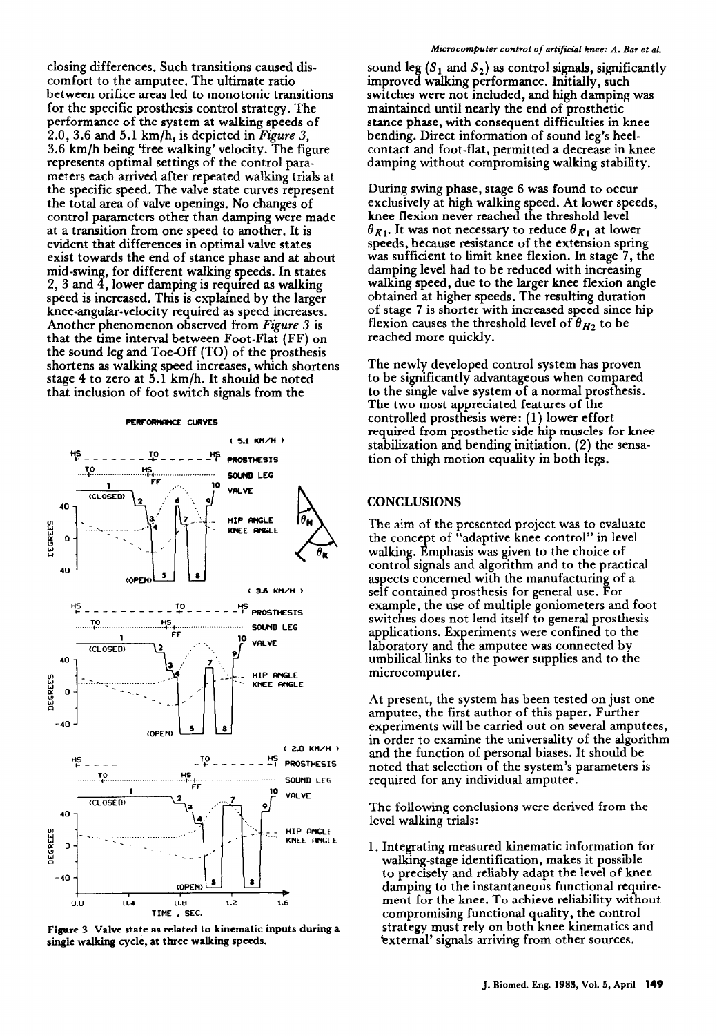closing differences. Such transitions caused discomfort to the amputee. The ultimate ratio between orifice areas led to monotonic transitions for the specific prosthesis control strategy. The performance of the system at walking speeds of 2.0, 3.6 and 5.1 km/h, is depicted in *Figure 3*, 3.6 km/h being 'free walking' velocity. The figure represents optimal settings of the control parameters each arrived after repeated walking trials at the specific speed. The valve state curves represent the total area of valve openings. No changes of control parameters other than damping were made at a transition from one speed to another. It is evident that differences in optimal valve states exist towards the end of stance phase and at about mid-swing, for different walking speeds. In states 2, 3 and 4, lower damping is required as walking speed is increased. This is explained by the larger knee-angular-velocity required as speed increases. Another phenomenon observed from *Figure 3* is that the time interval between Foot-Flat (FF) on the sound leg and Toe-Off (TO) of the prosthesis shortens as walking speed increases, which shortens stage 4 to zero at 5.1 km/h. It should be noted that inclusion of foot switch signals from the sound leg ($S_1$ and $S_2$) as control signals, significantly improved walking performance. Initially, such switches were not included, and high damping was maintained until nearly the end of prosthetic stance phase, with consequent difficulties in knee bending. Direct information of sound leg's heel-contact and foot-flat, permitted a decrease in knee damping without compromising walking stability.

**Figure 3** Valve state as related to kinematic inputs during a single walking cycle, at three walking speeds.

During swing phase, stage 6 was found to occur exclusively at high walking speed. At lower speeds, knee flexion never reached the threshold level $\theta_{K1}$. It was not necessary to reduce $\theta_{K1}$ at lower speeds, because resistance of the extension spring was sufficient to limit knee flexion. In stage 7, the damping level had to be reduced with increasing walking speed, due to the larger knee flexion angle obtained at higher speeds. The resulting duration of stage 7 is shorter with increased speed since hip flexion causes the threshold level of $\theta_{H2}$ to be reached more quickly.

The newly developed control system has proven to be significantly advantageous when compared to the single valve system of a normal prosthesis. The two most appreciated features of the controlled prosthesis were: (1) lower effort required from prosthetic side hip muscles for knee stabilization and bending initiation. (2) the sensation of thigh motion equality in both legs.

## CONCLUSIONS

The aim of the presented project was to evaluate the concept of "adaptive knee control" in level walking. Emphasis was given to the choice of control signals and algorithm and to the practical aspects concerned with the manufacturing of a self contained prosthesis for general use. For example, the use of multiple goniometers and foot switches does not lend itself to general prosthesis applications. Experiments were confined to the laboratory and the amputee was connected by umbilical links to the power supplies and to the microcomputer.

At present, the system has been tested on just one amputee, the first author of this paper. Further experiments will be carried out on several amputees, in order to examine the universality of the algorithm and the function of personal biases. It should be noted that selection of the system's parameters is required for any individual amputee.

The following conclusions were derived from the level walking trials:

1. Integrating measured kinematic information for walking-stage identification, makes it possible to precisely and reliably adapt the level of knee damping to the instantaneous functional requirement for the knee. To achieve reliability without compromising functional quality, the control strategy must rely on both knee kinematics and 'external' signals arriving from other sources.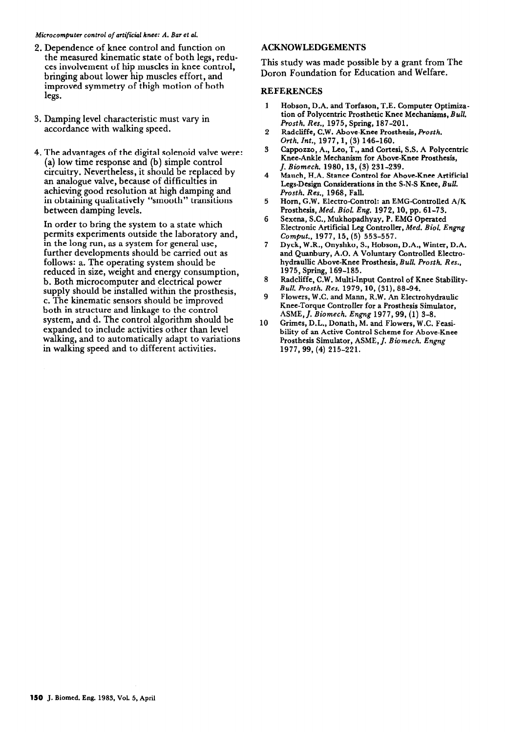2. Dependence of knee control and function on the measured kinematic state of both legs, reduces involvement of hip muscles in knee control, bringing about lower hip muscles effort, and improved symmetry of thigh motion of both legs.

3. Damping level characteristic must vary in accordance with walking speed.

4. The advantages of the digital solenoid valve were: (a) low time response and (b) simple control circuitry. Nevertheless, it should be replaced by an analogue valve, because of difficulties in achieving good resolution at high damping and in obtaining qualitatively "smooth" transitions between damping levels.

In order to bring the system to a state which permits experiments outside the laboratory and, in the long run, as a system for general use, further developments should be carried out as follows: a. The operating system should be reduced in size, weight and energy consumption, b. Both microcomputer and electrical power supply should be installed within the prosthesis, c. The kinematic sensors should be improved both in structure and linkage to the control system, and d. The control algorithm should be expanded to include activities other than level walking, and to automatically adapt to variations in walking speed and to different activities.

## ACKNOWLEDGEMENTS

This study was made possible by a grant from The Doron Foundation for Education and Welfare.

## REFERENCES

1. Hobson, D.A. and Torfason, T.E. Computer Optimization of Polycentric Prosthetic Knee Mechanisms, *Bull. Prosth. Res.*, 1975, Spring, 187-201.
2. Radcliffe, C.W. Above-Knee Prosthesis, *Prosth. Orth. Int.*, 1977, 1, (3) 146-160.
3. Cappozzo, A., Leo, T., and Cortesi, S.S. A Polycentric Knee-Ankle Mechanism for Above-Knee Prosthesis, *J. Biomech.* 1980, 13, (3) 231-239.
4. Mauch, H.A. Stance Control for Above-Knee Artificial Legs-Design Considerations in the S-N-S Knee, *Bull. Prosth. Res.*, 1968, Fall.
5. Horn, G.W. Electro-Control: an EMG-Controlled A/K Prosthesis, *Med. Biol. Eng.* 1972, 10, pp. 61-73.
6. Sexena, S.C., Mukhopadhyay, P. EMG Operated Electronic Artificial Leg Controller, *Med. Biol. Engng Comput.*, 1977, 15, (5) 553-557.
7. Dyck, W.R., Onyshko, S., Hobson, D.A., Winter, D.A. and Quanbury, A.O. A Voluntary Controlled Electrohydraullic Above-Knee Prosthesis, *Bull. Prosth. Res.*, 1975, Spring, 169-185.
8. Radcliffe, C.W. Multi-Input Control of Knee Stability-*Bull. Prosth. Res.* 1979, 10, (31), 88-94.
9. Flowers, W.C. and Mann, R.W. An Electrohydraulic Knee-Torque Controller for a Prosthesis Simulator, ASME, *J. Biomech. Engng* 1977, 99, (1) 3-8.
10. Grimes, D.L., Donath, M. and Flowers, W.C. Feasibility of an Active Control Scheme for Above-Knee Prosthesis Simulator, ASME, *J. Biomech. Engng* 1977, 99, (4) 215-221.